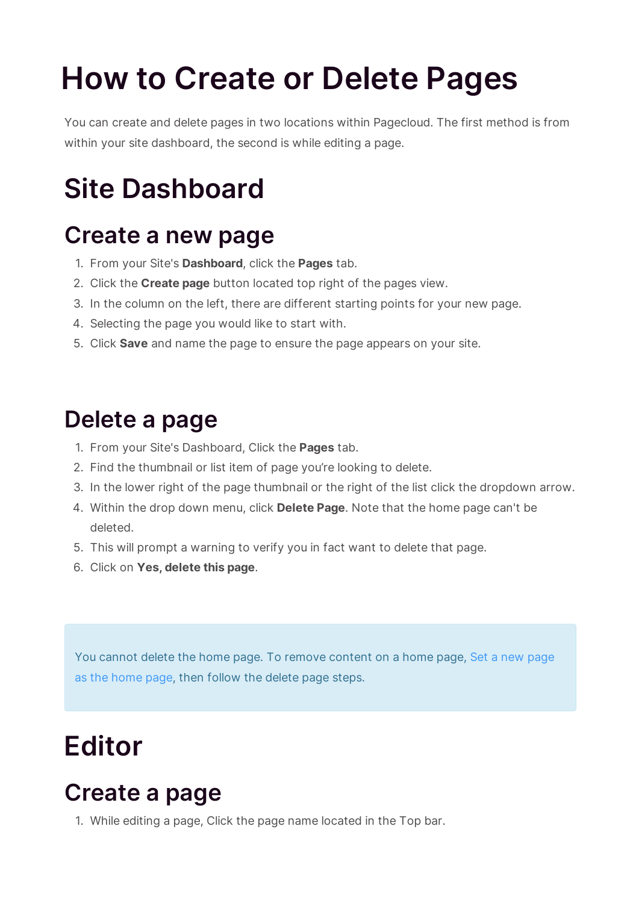# How to Create or Delete Pages

You can create and delete pages in two locations within Pagecloud. The first method is from within your site dashboard, the second is while editing a page.

## Site Dashboard

### Create a new page

1. From your Site's **Dashboard**, click the **Pages** tab.
2. Click the **Create page** button located top right of the pages view.
3. In the column on the left, there are different starting points for your new page.
4. Selecting the page you would like to start with.
5. Click **Save** and name the page to ensure the page appears on your site.

### Delete a page

1. From your Site's Dashboard, Click the **Pages** tab.
2. Find the thumbnail or list item of page you're looking to delete.
3. In the lower right of the page thumbnail or the right of the list click the dropdown arrow.
4. Within the drop down menu, click **Delete Page**. Note that the home page can't be deleted.
5. This will prompt a warning to verify you in fact want to delete that page.
6. Click on **Yes, delete this page**.

> You cannot delete the home page. To remove content on a home page, Set a new page as the home page, then follow the delete page steps.

## Editor

### Create a page

1. While editing a page, Click the page name located in the Top bar.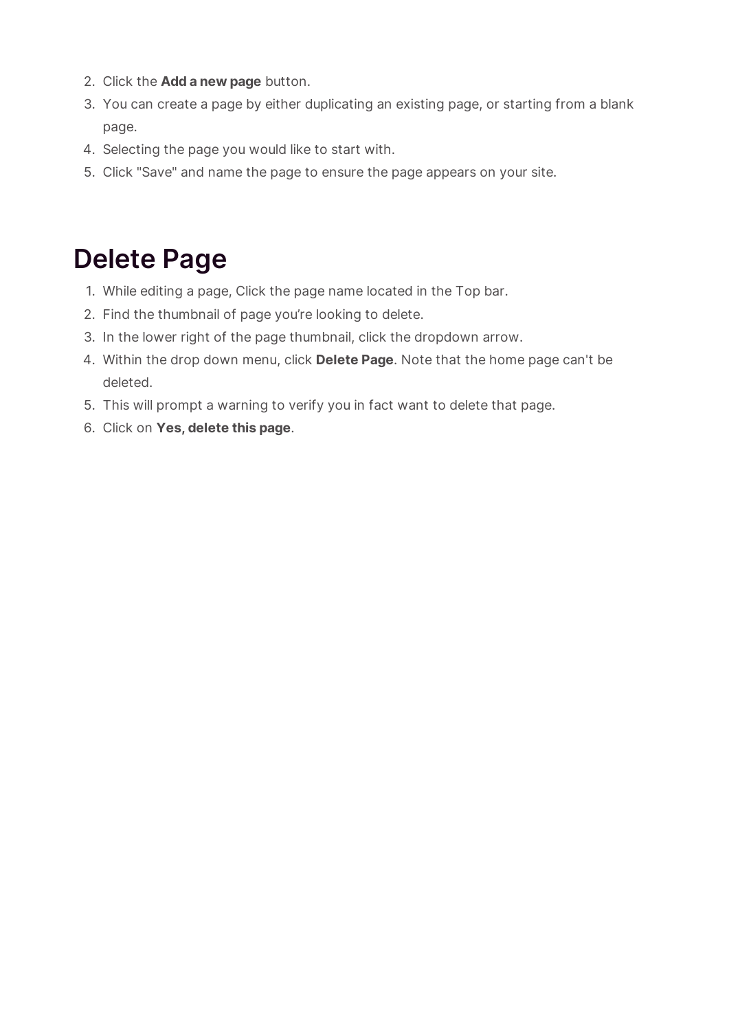2. Click the **Add a new page** button.
3. You can create a page by either duplicating an existing page, or starting from a blank page.
4. Selecting the page you would like to start with.
5. Click "Save" and name the page to ensure the page appears on your site.

# Delete Page

1. While editing a page, Click the page name located in the Top bar.
2. Find the thumbnail of page you're looking to delete.
3. In the lower right of the page thumbnail, click the dropdown arrow.
4. Within the drop down menu, click **Delete Page**. Note that the home page can't be deleted.
5. This will prompt a warning to verify you in fact want to delete that page.
6. Click on **Yes, delete this page**.